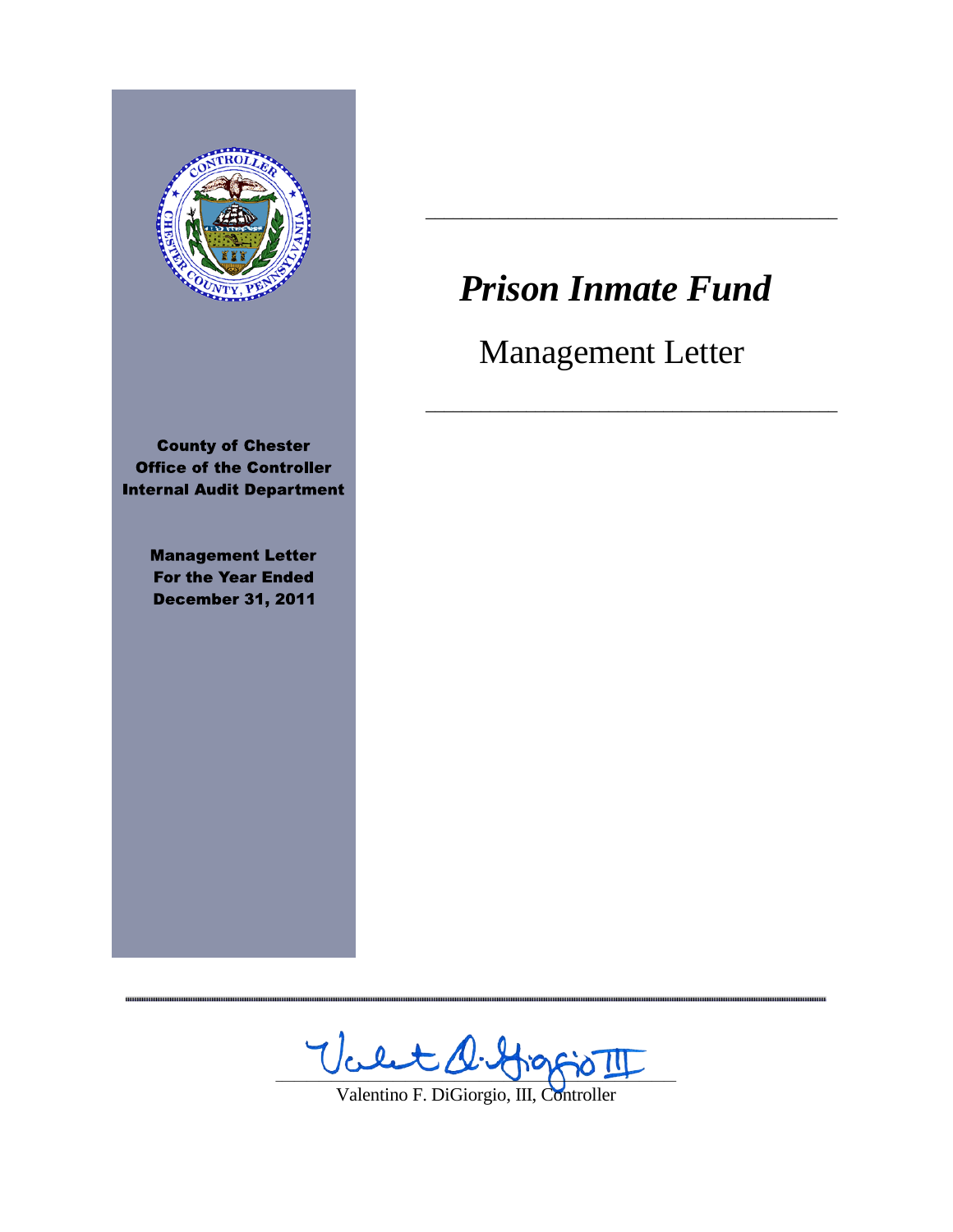# *Prison Inmate Fund*

Management Letter

**County of Chester**
**Office of the Controller**
**Internal Audit Department**

**Management Letter**
**For the Year Ended**
**December 31, 2011**

Valentino F. DiGiorgio, III, Controller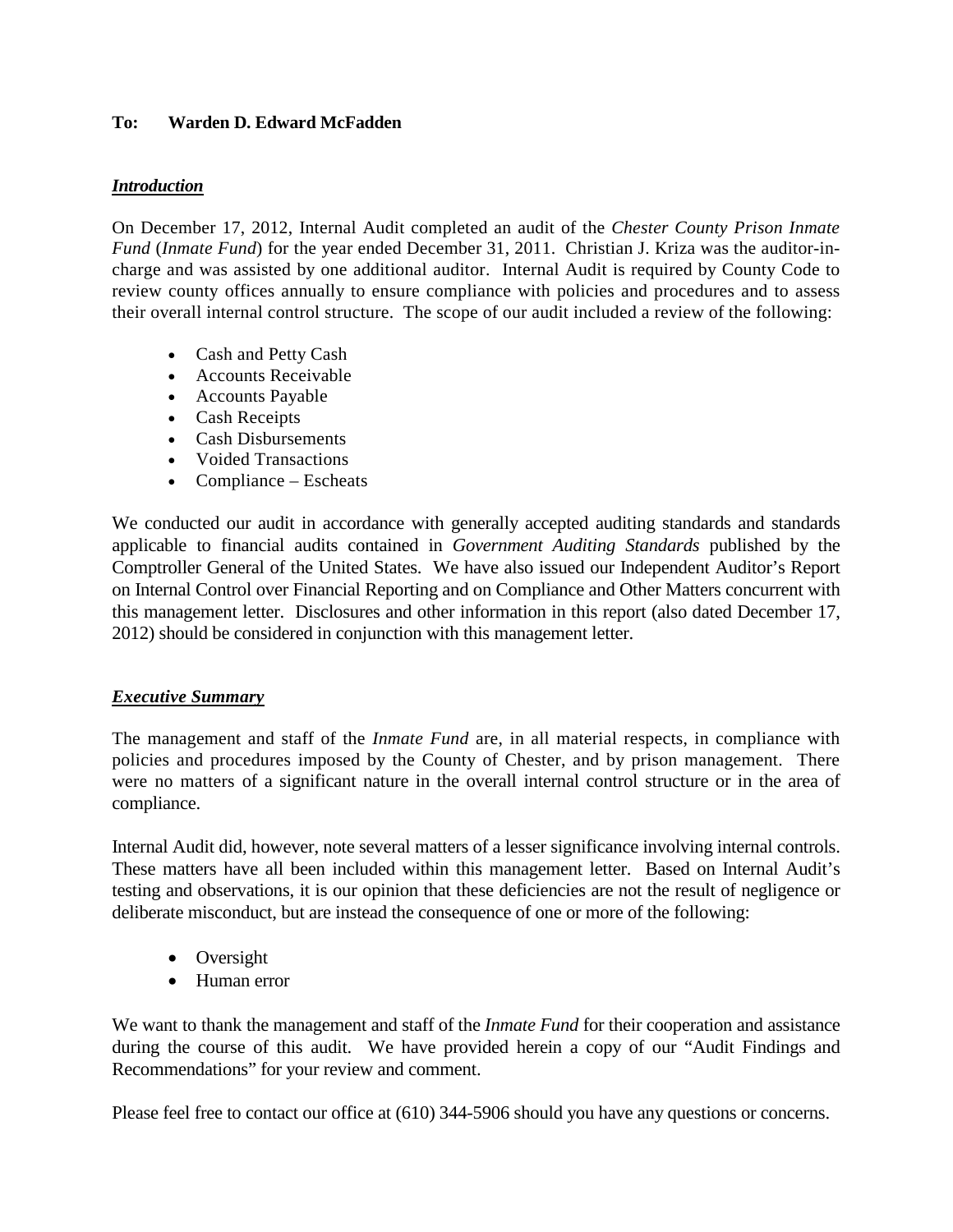**To: Warden D. Edward McFadden**

***Introduction***

On December 17, 2012, Internal Audit completed an audit of the *Chester County Prison Inmate Fund* (*Inmate Fund*) for the year ended December 31, 2011. Christian J. Kriza was the auditor-in-charge and was assisted by one additional auditor. Internal Audit is required by County Code to review county offices annually to ensure compliance with policies and procedures and to assess their overall internal control structure. The scope of our audit included a review of the following:

- Cash and Petty Cash
- Accounts Receivable
- Accounts Payable
- Cash Receipts
- Cash Disbursements
- Voided Transactions
- Compliance – Escheats

We conducted our audit in accordance with generally accepted auditing standards and standards applicable to financial audits contained in *Government Auditing Standards* published by the Comptroller General of the United States. We have also issued our Independent Auditor's Report on Internal Control over Financial Reporting and on Compliance and Other Matters concurrent with this management letter. Disclosures and other information in this report (also dated December 17, 2012) should be considered in conjunction with this management letter.

***Executive Summary***

The management and staff of the *Inmate Fund* are, in all material respects, in compliance with policies and procedures imposed by the County of Chester, and by prison management. There were no matters of a significant nature in the overall internal control structure or in the area of compliance.

Internal Audit did, however, note several matters of a lesser significance involving internal controls. These matters have all been included within this management letter. Based on Internal Audit's testing and observations, it is our opinion that these deficiencies are not the result of negligence or deliberate misconduct, but are instead the consequence of one or more of the following:

- Oversight
- Human error

We want to thank the management and staff of the *Inmate Fund* for their cooperation and assistance during the course of this audit. We have provided herein a copy of our "Audit Findings and Recommendations" for your review and comment.

Please feel free to contact our office at (610) 344-5906 should you have any questions or concerns.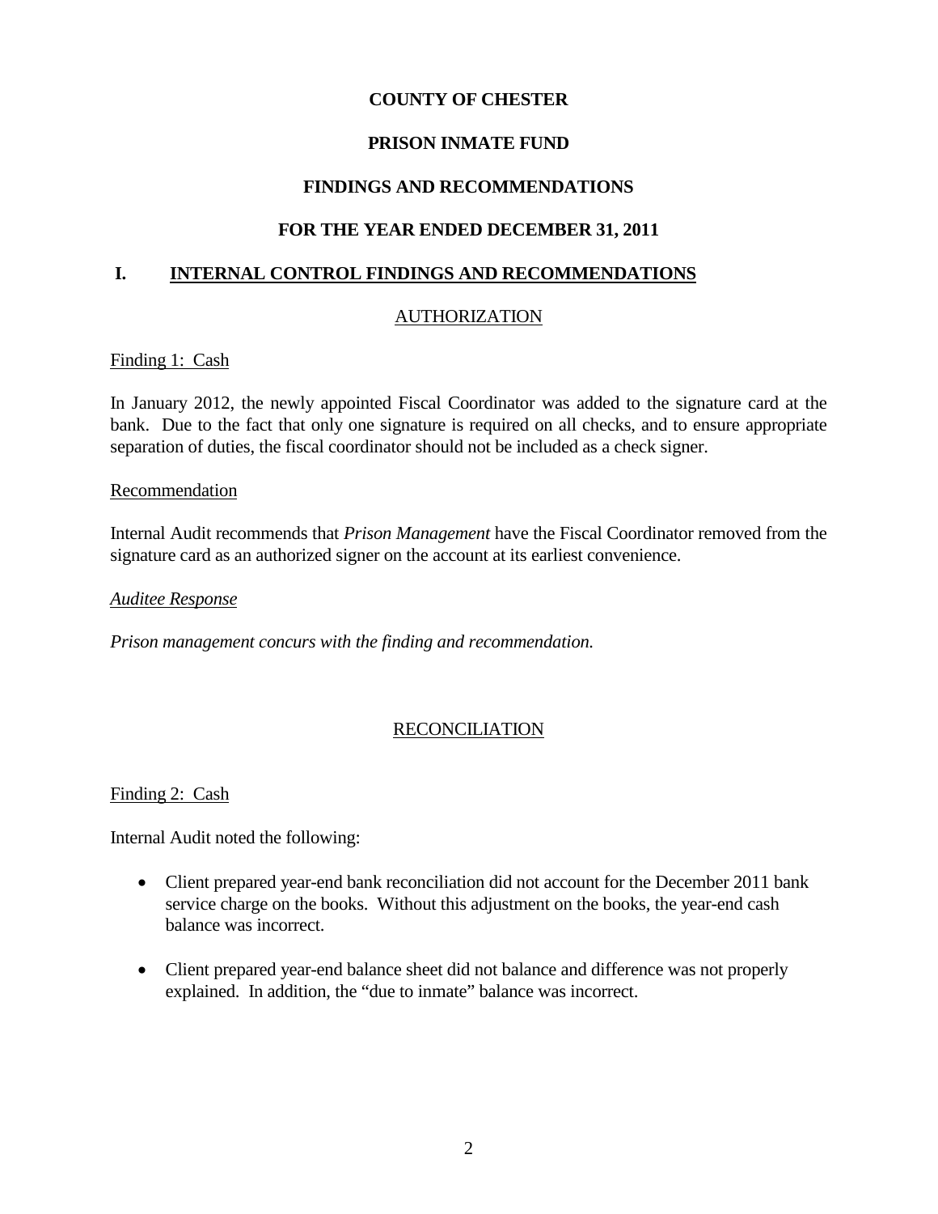**COUNTY OF CHESTER**

**PRISON INMATE FUND**

**FINDINGS AND RECOMMENDATIONS**

**FOR THE YEAR ENDED DECEMBER 31, 2011**

## I. INTERNAL CONTROL FINDINGS AND RECOMMENDATIONS

### AUTHORIZATION

Finding 1: Cash

In January 2012, the newly appointed Fiscal Coordinator was added to the signature card at the bank. Due to the fact that only one signature is required on all checks, and to ensure appropriate separation of duties, the fiscal coordinator should not be included as a check signer.

Recommendation

Internal Audit recommends that *Prison Management* have the Fiscal Coordinator removed from the signature card as an authorized signer on the account at its earliest convenience.

*Auditee Response*

*Prison management concurs with the finding and recommendation.*

### RECONCILIATION

Finding 2: Cash

Internal Audit noted the following:

- Client prepared year-end bank reconciliation did not account for the December 2011 bank service charge on the books. Without this adjustment on the books, the year-end cash balance was incorrect.
- Client prepared year-end balance sheet did not balance and difference was not properly explained. In addition, the "due to inmate" balance was incorrect.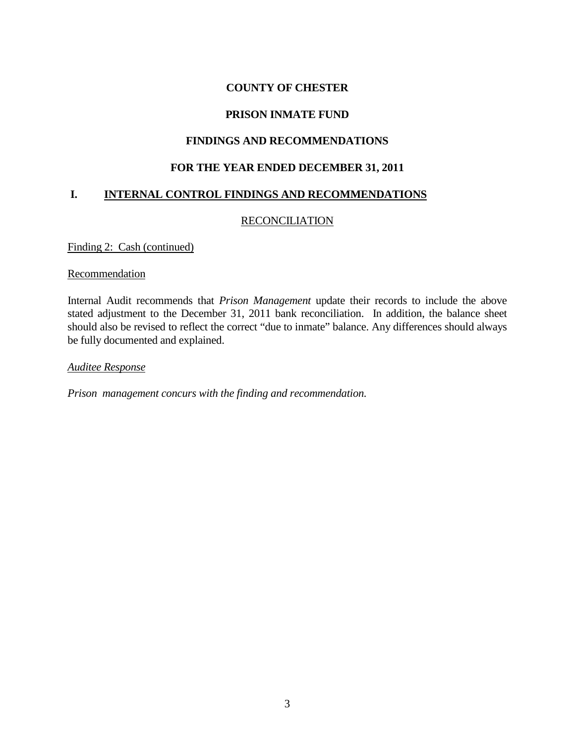**COUNTY OF CHESTER**

**PRISON INMATE FUND**

**FINDINGS AND RECOMMENDATIONS**

**FOR THE YEAR ENDED DECEMBER 31, 2011**

## I. INTERNAL CONTROL FINDINGS AND RECOMMENDATIONS

RECONCILIATION

Finding 2: Cash (continued)

Recommendation

Internal Audit recommends that *Prison Management* update their records to include the above stated adjustment to the December 31, 2011 bank reconciliation. In addition, the balance sheet should also be revised to reflect the correct "due to inmate" balance. Any differences should always be fully documented and explained.

*Auditee Response*

*Prison management concurs with the finding and recommendation.*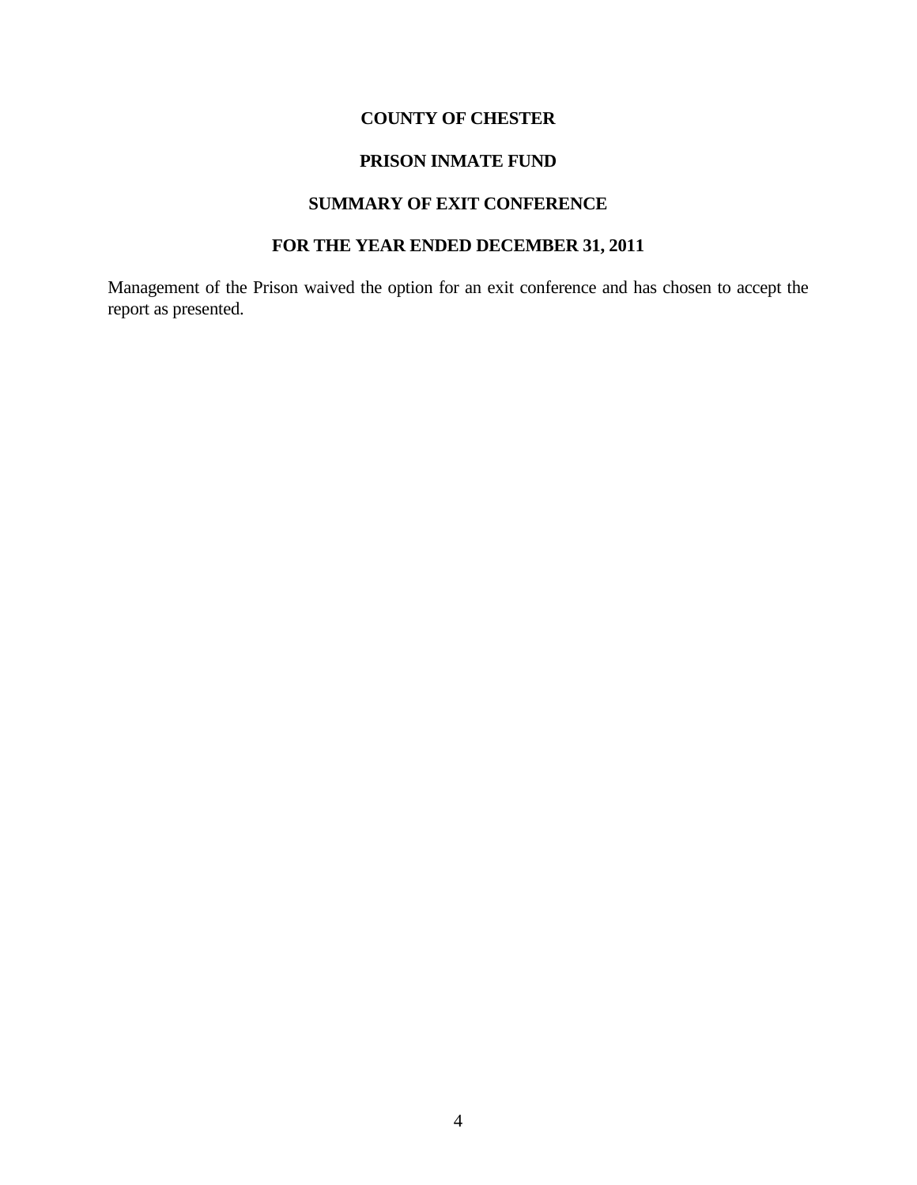**COUNTY OF CHESTER**

**PRISON INMATE FUND**

**SUMMARY OF EXIT CONFERENCE**

**FOR THE YEAR ENDED DECEMBER 31, 2011**

Management of the Prison waived the option for an exit conference and has chosen to accept the report as presented.